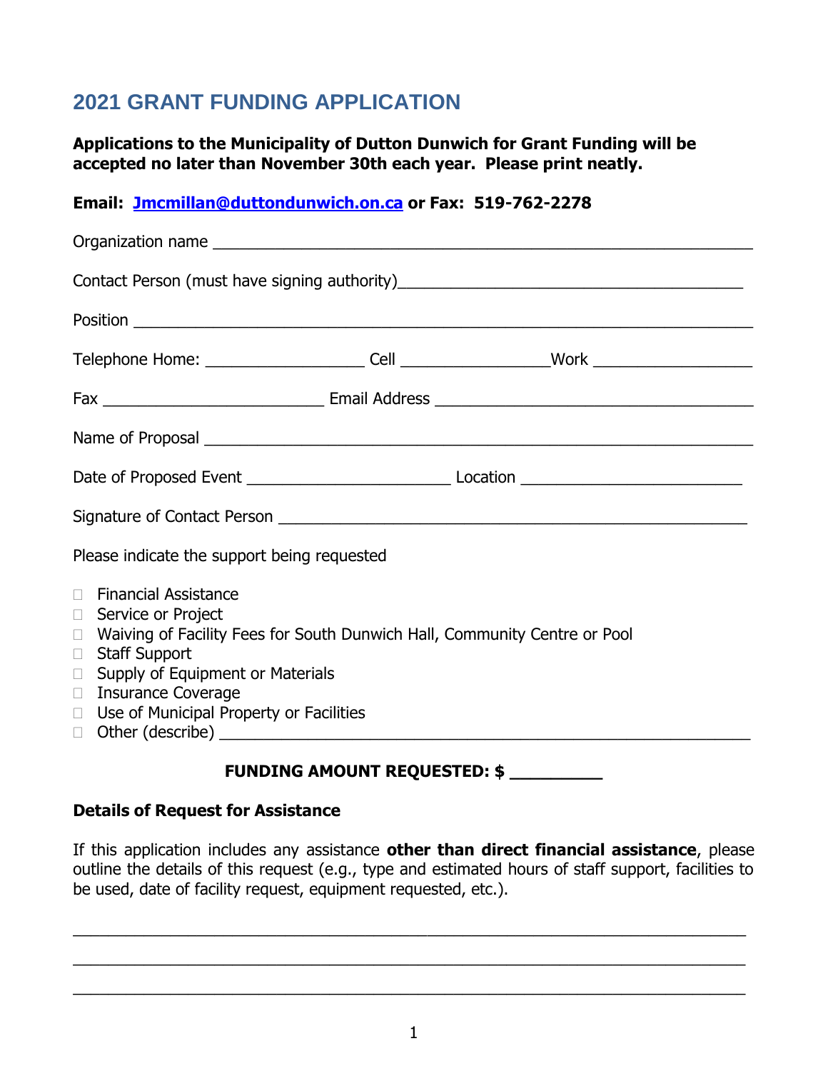# 2021 GRANT FUNDING APPLICATION

**Applications to the Municipality of Dutton Dunwich for Grant Funding will be accepted no later than November 30th each year. Please print neatly.**

**Email: [Jmcmillan@duttondunwich.on.ca](mailto:Jmcmillan@duttondunwich.on.ca) or Fax: 519-762-2278**

Organization name ___________________________________________________________

Contact Person (must have signing authority)________________________________________

Position ____________________________________________________________________

Telephone Home: __________________ Cell _________________Work __________________

Fax _________________________ Email Address ____________________________________

Name of Proposal _____________________________________________________________

Date of Proposed Event _______________________ Location _________________________

Signature of Contact Person ____________________________________________________

Please indicate the support being requested

- ☐ Financial Assistance
- ☐ Service or Project
- ☐ Waiving of Facility Fees for South Dunwich Hall, Community Centre or Pool
- ☐ Staff Support
- ☐ Supply of Equipment or Materials
- ☐ Insurance Coverage
- ☐ Use of Municipal Property or Facilities
- ☐ Other (describe) _____________________________________________________________

**FUNDING AMOUNT REQUESTED: $ __________**

**Details of Request for Assistance**

If this application includes any assistance **other than direct financial assistance**, please outline the details of this request (e.g., type and estimated hours of staff support, facilities to be used, date of facility request, equipment requested, etc.).

___________________________________________________________________________

___________________________________________________________________________

___________________________________________________________________________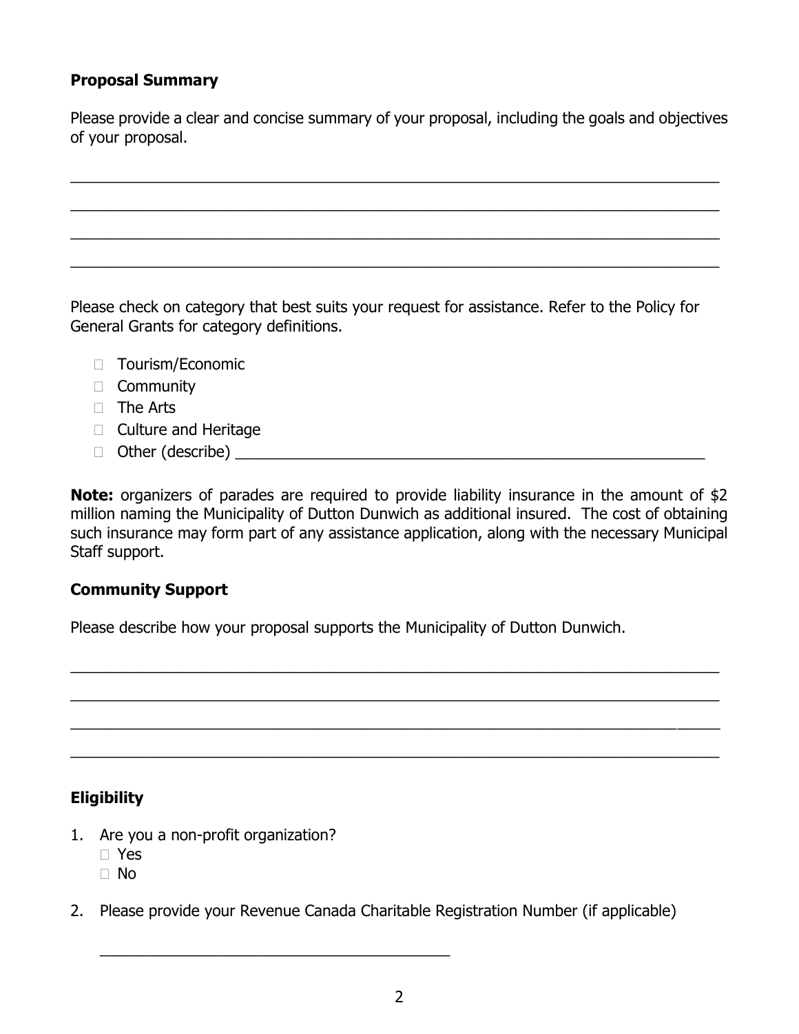**Proposal Summary**

Please provide a clear and concise summary of your proposal, including the goals and objectives of your proposal.

_______________________________________________________________________________

_______________________________________________________________________________

_______________________________________________________________________________

_______________________________________________________________________________

Please check on category that best suits your request for assistance. Refer to the Policy for General Grants for category definitions.

- ☐ Tourism/Economic
- ☐ Community
- ☐ The Arts
- ☐ Culture and Heritage
- ☐ Other (describe) ________________________________________________

**Note:** organizers of parades are required to provide liability insurance in the amount of $2 million naming the Municipality of Dutton Dunwich as additional insured. The cost of obtaining such insurance may form part of any assistance application, along with the necessary Municipal Staff support.

**Community Support**

Please describe how your proposal supports the Municipality of Dutton Dunwich.

_______________________________________________________________________________

_______________________________________________________________________________

_______________________________________________________________________________

_______________________________________________________________________________

**Eligibility**

1. Are you a non-profit organization?
   - ☐ Yes
   - ☐ No

2. Please provide your Revenue Canada Charitable Registration Number (if applicable)

   ____________________________________________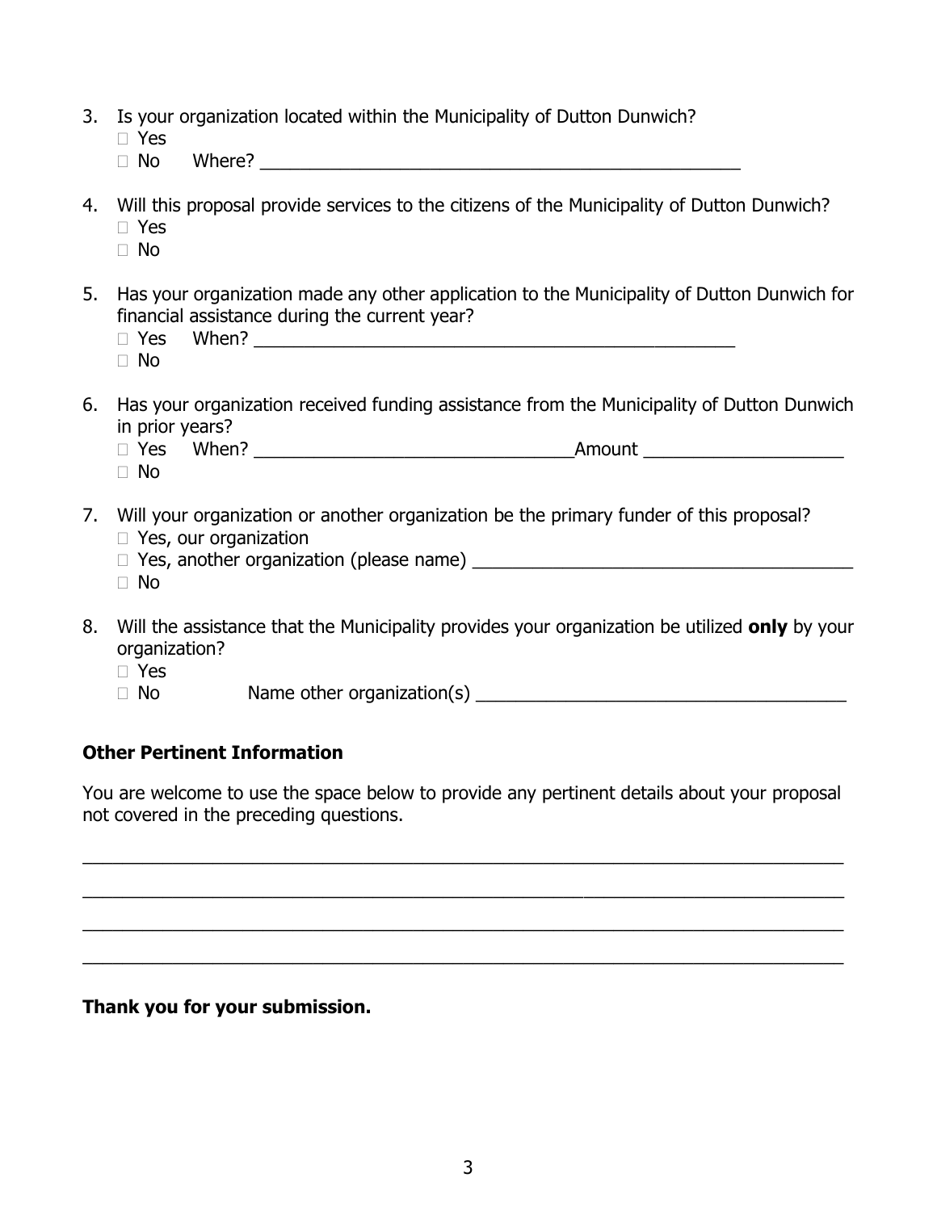3. Is your organization located within the Municipality of Dutton Dunwich?
   - ☐ Yes
   - ☐ No  Where? ___________________________________________________

4. Will this proposal provide services to the citizens of the Municipality of Dutton Dunwich?
   - ☐ Yes
   - ☐ No

5. Has your organization made any other application to the Municipality of Dutton Dunwich for financial assistance during the current year?
   - ☐ Yes  When? ___________________________________________________
   - ☐ No

6. Has your organization received funding assistance from the Municipality of Dutton Dunwich in prior years?
   - ☐ Yes  When? ________________________________Amount ____________________
   - ☐ No

7. Will your organization or another organization be the primary funder of this proposal?
   - ☐ Yes, our organization
   - ☐ Yes, another organization (please name) ______________________________________
   - ☐ No

8. Will the assistance that the Municipality provides your organization be utilized **only** by your organization?
   - ☐ Yes
   - ☐ No  Name other organization(s) _____________________________________

**Other Pertinent Information**

You are welcome to use the space below to provide any pertinent details about your proposal not covered in the preceding questions.

___________________________________________________________________________

___________________________________________________________________________

___________________________________________________________________________

___________________________________________________________________________

**Thank you for your submission.**